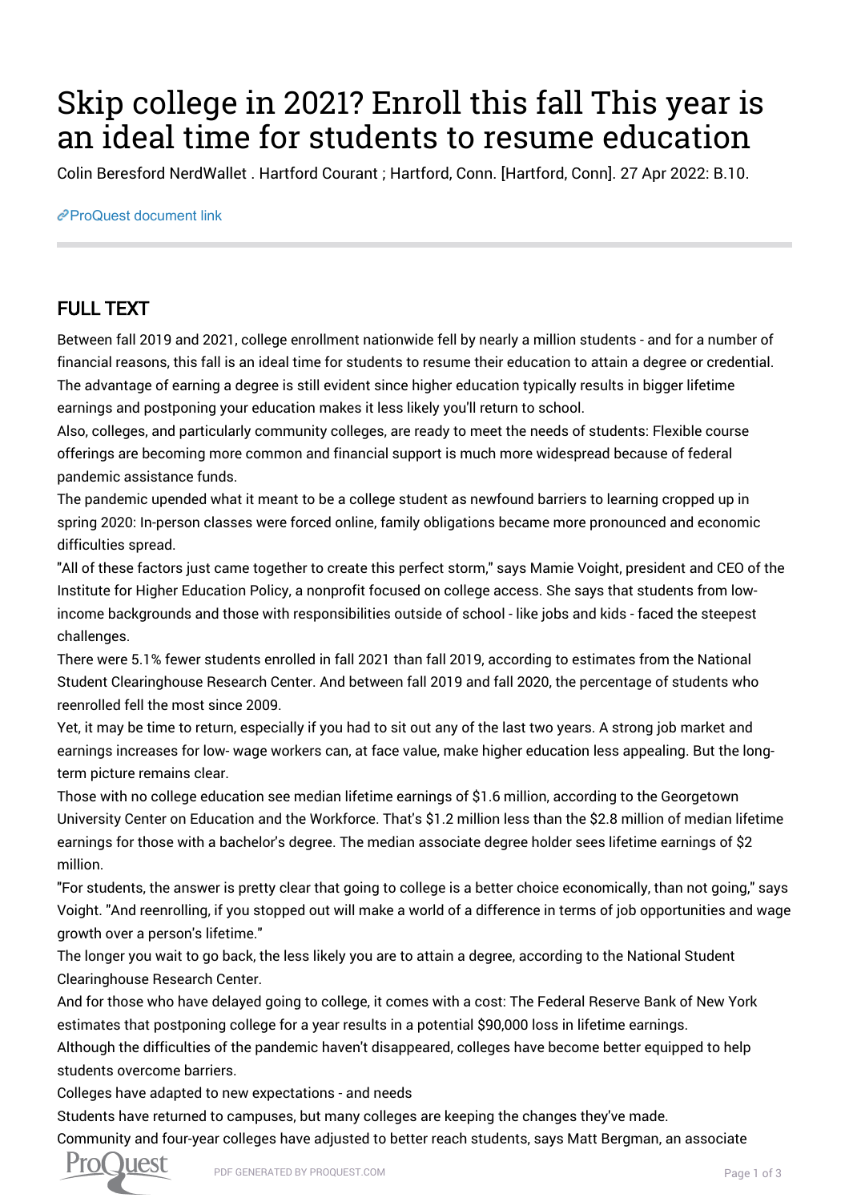# Skip college in 2021? Enroll this fall This year is an ideal time for students to resume education

Colin Beresford NerdWallet . Hartford Courant ; Hartford, Conn. [Hartford, Conn]. 27 Apr 2022: B.10.

ProQuest document link

## FULL TEXT

Between fall 2019 and 2021, college enrollment nationwide fell by nearly a million students - and for a number of financial reasons, this fall is an ideal time for students to resume their education to attain a degree or credential. The advantage of earning a degree is still evident since higher education typically results in bigger lifetime earnings and postponing your education makes it less likely you'll return to school.

Also, colleges, and particularly community colleges, are ready to meet the needs of students: Flexible course offerings are becoming more common and financial support is much more widespread because of federal pandemic assistance funds.

The pandemic upended what it meant to be a college student as newfound barriers to learning cropped up in spring 2020: In-person classes were forced online, family obligations became more pronounced and economic difficulties spread.

"All of these factors just came together to create this perfect storm," says Mamie Voight, president and CEO of the Institute for Higher Education Policy, a nonprofit focused on college access. She says that students from low-income backgrounds and those with responsibilities outside of school - like jobs and kids - faced the steepest challenges.

There were 5.1% fewer students enrolled in fall 2021 than fall 2019, according to estimates from the National Student Clearinghouse Research Center. And between fall 2019 and fall 2020, the percentage of students who reenrolled fell the most since 2009.

Yet, it may be time to return, especially if you had to sit out any of the last two years. A strong job market and earnings increases for low- wage workers can, at face value, make higher education less appealing. But the long-term picture remains clear.

Those with no college education see median lifetime earnings of $1.6 million, according to the Georgetown University Center on Education and the Workforce. That's $1.2 million less than the $2.8 million of median lifetime earnings for those with a bachelor's degree. The median associate degree holder sees lifetime earnings of $2 million.

"For students, the answer is pretty clear that going to college is a better choice economically, than not going," says Voight. "And reenrolling, if you stopped out will make a world of a difference in terms of job opportunities and wage growth over a person's lifetime."

The longer you wait to go back, the less likely you are to attain a degree, according to the National Student Clearinghouse Research Center.

And for those who have delayed going to college, it comes with a cost: The Federal Reserve Bank of New York estimates that postponing college for a year results in a potential $90,000 loss in lifetime earnings.

Although the difficulties of the pandemic haven't disappeared, colleges have become better equipped to help students overcome barriers.

Colleges have adapted to new expectations - and needs

Students have returned to campuses, but many colleges are keeping the changes they've made.

Community and four-year colleges have adjusted to better reach students, says Matt Bergman, an associate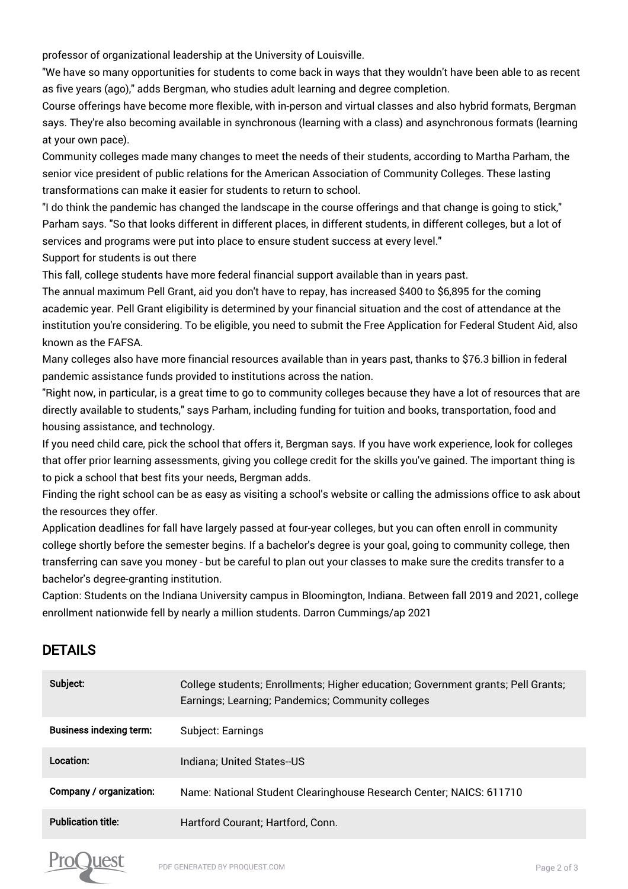professor of organizational leadership at the University of Louisville.

"We have so many opportunities for students to come back in ways that they wouldn't have been able to as recent as five years (ago)," adds Bergman, who studies adult learning and degree completion.

Course offerings have become more flexible, with in-person and virtual classes and also hybrid formats, Bergman says. They're also becoming available in synchronous (learning with a class) and asynchronous formats (learning at your own pace).

Community colleges made many changes to meet the needs of their students, according to Martha Parham, the senior vice president of public relations for the American Association of Community Colleges. These lasting transformations can make it easier for students to return to school.

"I do think the pandemic has changed the landscape in the course offerings and that change is going to stick," Parham says. "So that looks different in different places, in different students, in different colleges, but a lot of services and programs were put into place to ensure student success at every level."

Support for students is out there

This fall, college students have more federal financial support available than in years past.

The annual maximum Pell Grant, aid you don't have to repay, has increased $400 to $6,895 for the coming academic year. Pell Grant eligibility is determined by your financial situation and the cost of attendance at the institution you're considering. To be eligible, you need to submit the Free Application for Federal Student Aid, also known as the FAFSA.

Many colleges also have more financial resources available than in years past, thanks to $76.3 billion in federal pandemic assistance funds provided to institutions across the nation.

"Right now, in particular, is a great time to go to community colleges because they have a lot of resources that are directly available to students," says Parham, including funding for tuition and books, transportation, food and housing assistance, and technology.

If you need child care, pick the school that offers it, Bergman says. If you have work experience, look for colleges that offer prior learning assessments, giving you college credit for the skills you've gained. The important thing is to pick a school that best fits your needs, Bergman adds.

Finding the right school can be as easy as visiting a school's website or calling the admissions office to ask about the resources they offer.

Application deadlines for fall have largely passed at four-year colleges, but you can often enroll in community college shortly before the semester begins. If a bachelor's degree is your goal, going to community college, then transferring can save you money - but be careful to plan out your classes to make sure the credits transfer to a bachelor's degree-granting institution.

Caption: Students on the Indiana University campus in Bloomington, Indiana. Between fall 2019 and 2021, college enrollment nationwide fell by nearly a million students. Darron Cummings/ap 2021

## DETAILS

| | |
|---|---|
| **Subject:** | College students; Enrollments; Higher education; Government grants; Pell Grants; Earnings; Learning; Pandemics; Community colleges |
| **Business indexing term:** | Subject: Earnings |
| **Location:** | Indiana; United States--US |
| **Company / organization:** | Name: National Student Clearinghouse Research Center; NAICS: 611710 |
| **Publication title:** | Hartford Courant; Hartford, Conn. |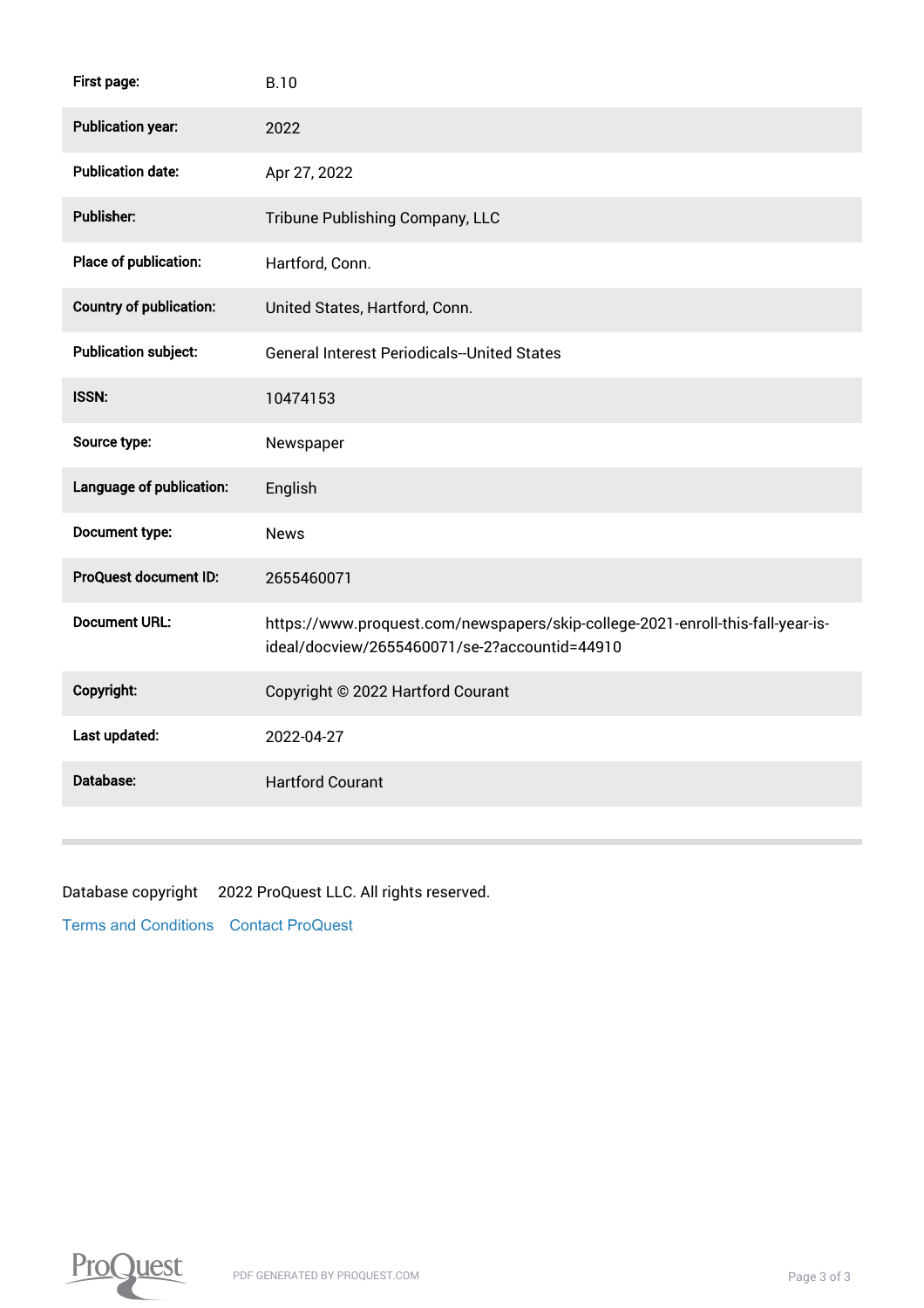| | |
|---|---|
| **First page:** | B.10 |
| **Publication year:** | 2022 |
| **Publication date:** | Apr 27, 2022 |
| **Publisher:** | Tribune Publishing Company, LLC |
| **Place of publication:** | Hartford, Conn. |
| **Country of publication:** | United States, Hartford, Conn. |
| **Publication subject:** | General Interest Periodicals--United States |
| **ISSN:** | 10474153 |
| **Source type:** | Newspaper |
| **Language of publication:** | English |
| **Document type:** | News |
| **ProQuest document ID:** | 2655460071 |
| **Document URL:** | https://www.proquest.com/newspapers/skip-college-2021-enroll-this-fall-year-is-ideal/docview/2655460071/se-2?accountid=44910 |
| **Copyright:** | Copyright © 2022 Hartford Courant |
| **Last updated:** | 2022-04-27 |
| **Database:** | Hartford Courant |

Database copyright 2022 ProQuest LLC. All rights reserved.

Terms and Conditions Contact ProQuest